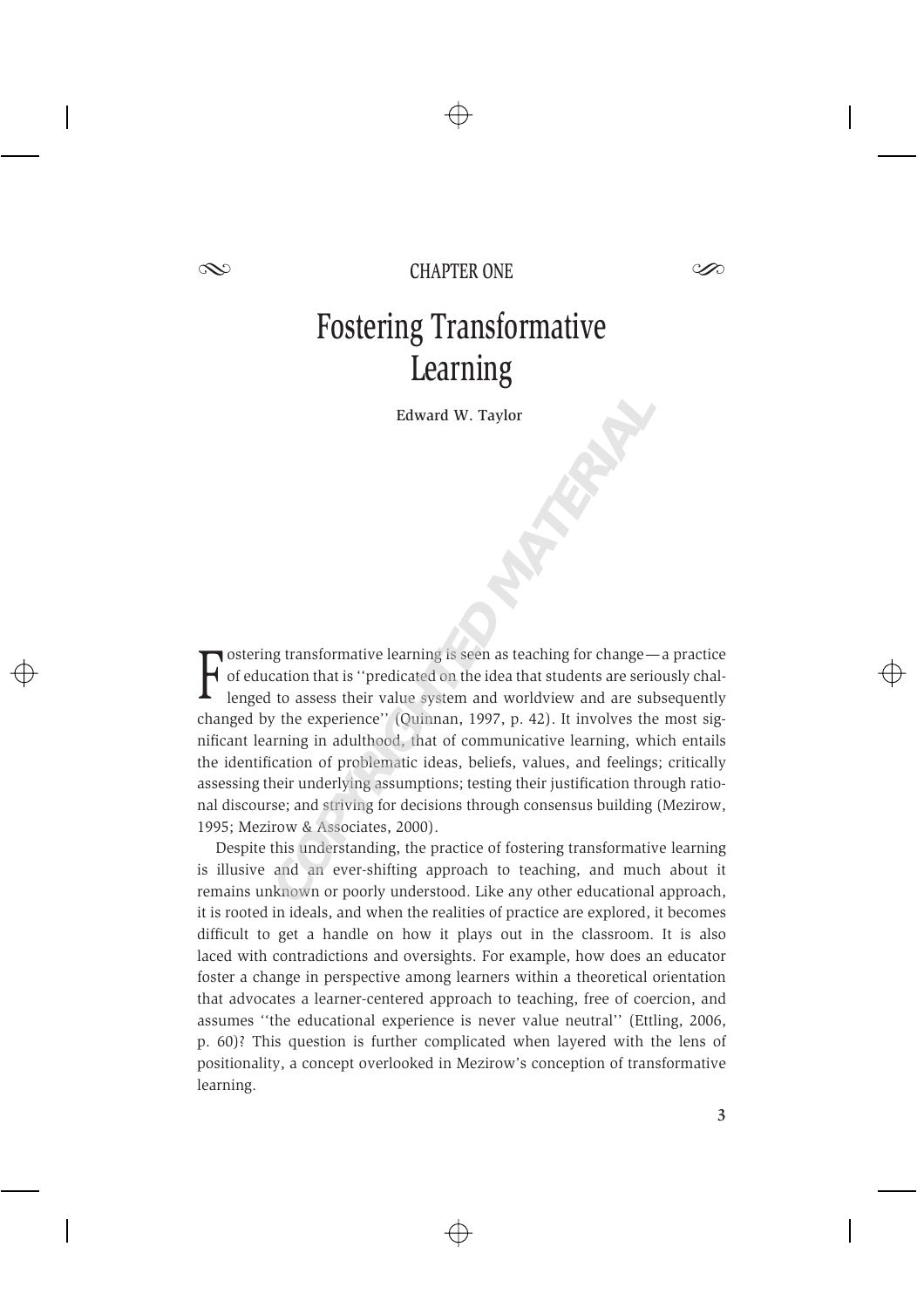CHAPTER ONE

# Fostering Transformative Learning

Edward W. Taylor

Fostering transformative learning is seen as teaching for change—a practice of education that is ''predicated on the idea that students are seriously challenged to assess their value system and worldview and are subsequently changed by the experience'' (Quinnan, 1997, p. 42). It involves the most significant learning in adulthood, that of communicative learning, which entails the identification of problematic ideas, beliefs, values, and feelings; critically assessing their underlying assumptions; testing their justification through rational discourse; and striving for decisions through consensus building (Mezirow, 1995; Mezirow & Associates, 2000).

Despite this understanding, the practice of fostering transformative learning is illusive and an ever-shifting approach to teaching, and much about it remains unknown or poorly understood. Like any other educational approach, it is rooted in ideals, and when the realities of practice are explored, it becomes difficult to get a handle on how it plays out in the classroom. It is also laced with contradictions and oversights. For example, how does an educator foster a change in perspective among learners within a theoretical orientation that advocates a learner-centered approach to teaching, free of coercion, and assumes ''the educational experience is never value neutral'' (Ettling, 2006, p. 60)? This question is further complicated when layered with the lens of positionality, a concept overlooked in Mezirow's conception of transformative learning.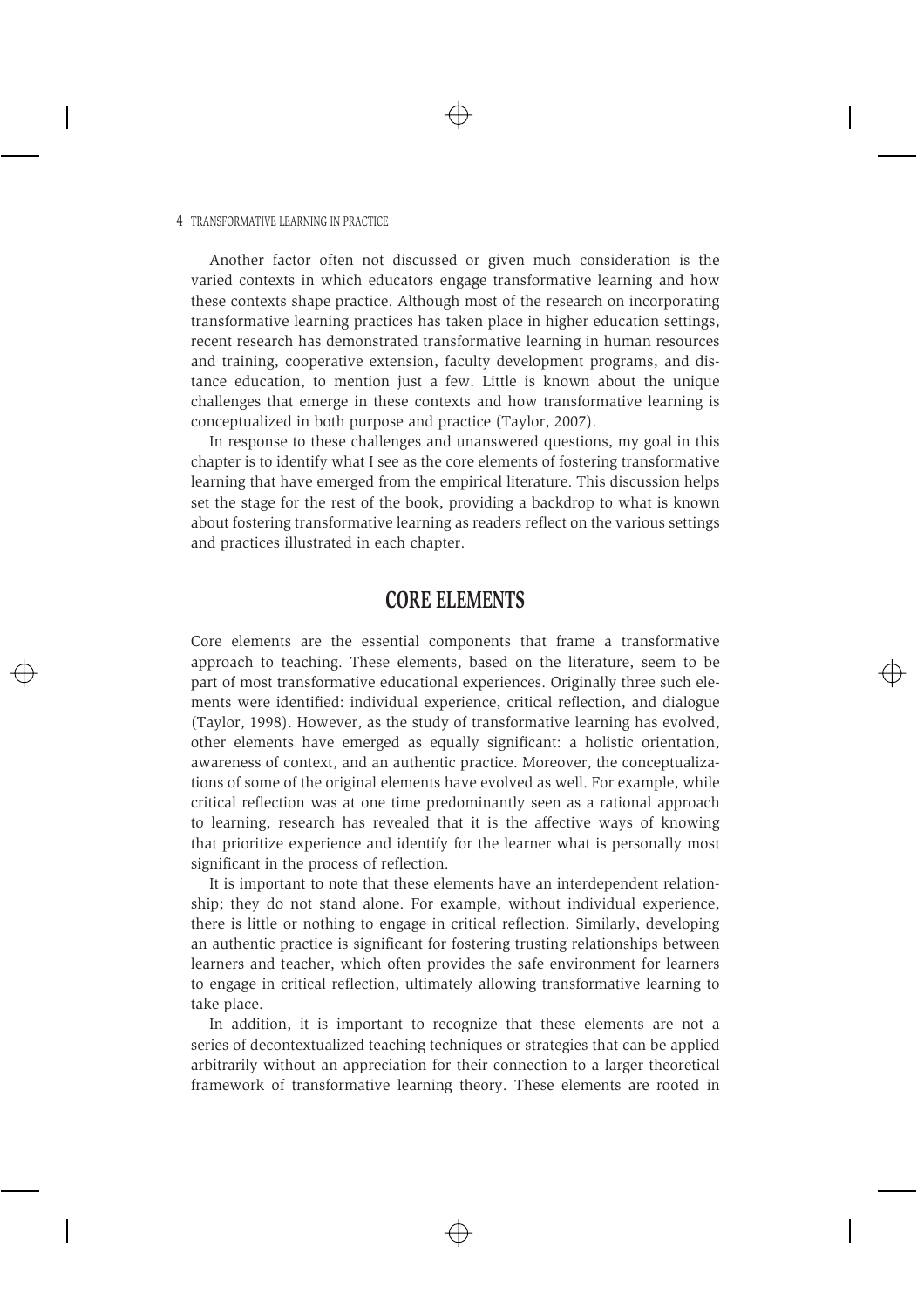Another factor often not discussed or given much consideration is the varied contexts in which educators engage transformative learning and how these contexts shape practice. Although most of the research on incorporating transformative learning practices has taken place in higher education settings, recent research has demonstrated transformative learning in human resources and training, cooperative extension, faculty development programs, and distance education, to mention just a few. Little is known about the unique challenges that emerge in these contexts and how transformative learning is conceptualized in both purpose and practice (Taylor, 2007).

In response to these challenges and unanswered questions, my goal in this chapter is to identify what I see as the core elements of fostering transformative learning that have emerged from the empirical literature. This discussion helps set the stage for the rest of the book, providing a backdrop to what is known about fostering transformative learning as readers reflect on the various settings and practices illustrated in each chapter.

## CORE ELEMENTS

Core elements are the essential components that frame a transformative approach to teaching. These elements, based on the literature, seem to be part of most transformative educational experiences. Originally three such elements were identified: individual experience, critical reflection, and dialogue (Taylor, 1998). However, as the study of transformative learning has evolved, other elements have emerged as equally significant: a holistic orientation, awareness of context, and an authentic practice. Moreover, the conceptualizations of some of the original elements have evolved as well. For example, while critical reflection was at one time predominantly seen as a rational approach to learning, research has revealed that it is the affective ways of knowing that prioritize experience and identify for the learner what is personally most significant in the process of reflection.

It is important to note that these elements have an interdependent relationship; they do not stand alone. For example, without individual experience, there is little or nothing to engage in critical reflection. Similarly, developing an authentic practice is significant for fostering trusting relationships between learners and teacher, which often provides the safe environment for learners to engage in critical reflection, ultimately allowing transformative learning to take place.

In addition, it is important to recognize that these elements are not a series of decontextualized teaching techniques or strategies that can be applied arbitrarily without an appreciation for their connection to a larger theoretical framework of transformative learning theory. These elements are rooted in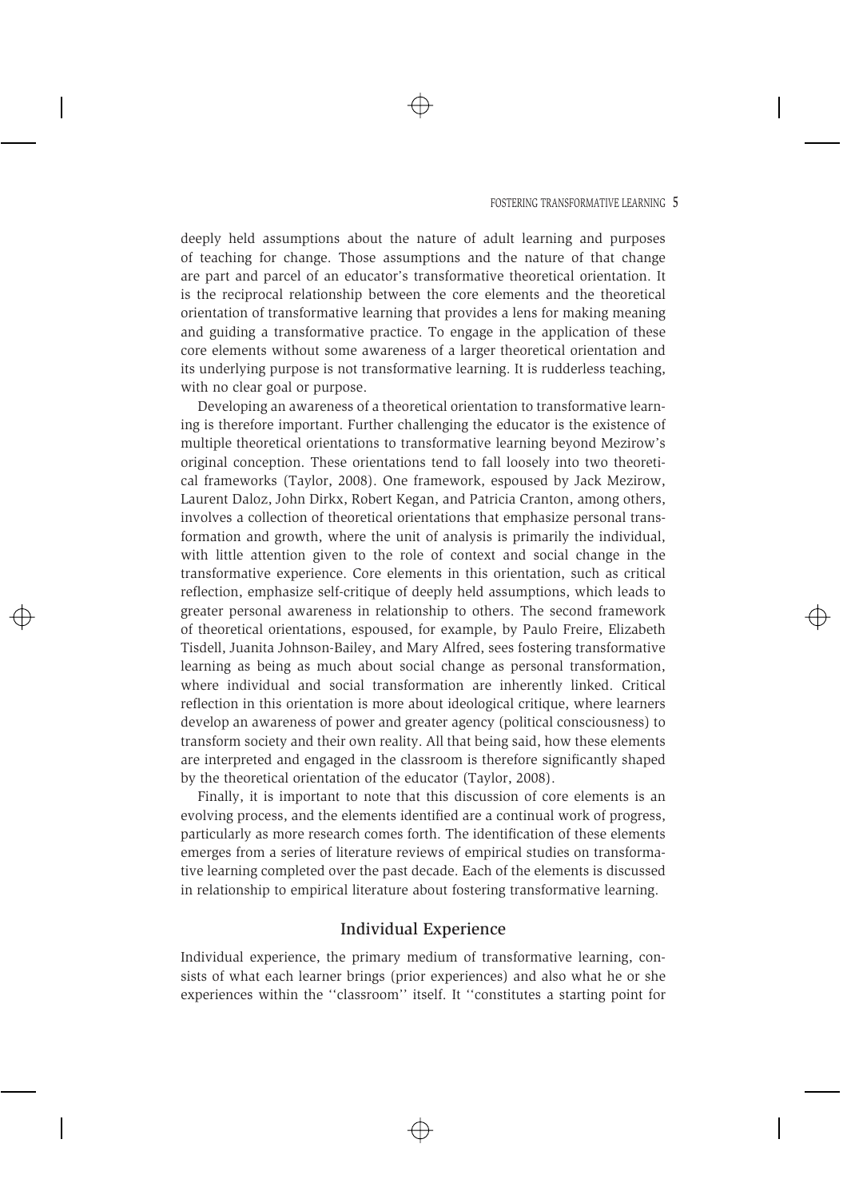deeply held assumptions about the nature of adult learning and purposes of teaching for change. Those assumptions and the nature of that change are part and parcel of an educator's transformative theoretical orientation. It is the reciprocal relationship between the core elements and the theoretical orientation of transformative learning that provides a lens for making meaning and guiding a transformative practice. To engage in the application of these core elements without some awareness of a larger theoretical orientation and its underlying purpose is not transformative learning. It is rudderless teaching, with no clear goal or purpose.

Developing an awareness of a theoretical orientation to transformative learning is therefore important. Further challenging the educator is the existence of multiple theoretical orientations to transformative learning beyond Mezirow's original conception. These orientations tend to fall loosely into two theoretical frameworks (Taylor, 2008). One framework, espoused by Jack Mezirow, Laurent Daloz, John Dirkx, Robert Kegan, and Patricia Cranton, among others, involves a collection of theoretical orientations that emphasize personal transformation and growth, where the unit of analysis is primarily the individual, with little attention given to the role of context and social change in the transformative experience. Core elements in this orientation, such as critical reflection, emphasize self-critique of deeply held assumptions, which leads to greater personal awareness in relationship to others. The second framework of theoretical orientations, espoused, for example, by Paulo Freire, Elizabeth Tisdell, Juanita Johnson-Bailey, and Mary Alfred, sees fostering transformative learning as being as much about social change as personal transformation, where individual and social transformation are inherently linked. Critical reflection in this orientation is more about ideological critique, where learners develop an awareness of power and greater agency (political consciousness) to transform society and their own reality. All that being said, how these elements are interpreted and engaged in the classroom is therefore significantly shaped by the theoretical orientation of the educator (Taylor, 2008).

Finally, it is important to note that this discussion of core elements is an evolving process, and the elements identified are a continual work of progress, particularly as more research comes forth. The identification of these elements emerges from a series of literature reviews of empirical studies on transformative learning completed over the past decade. Each of the elements is discussed in relationship to empirical literature about fostering transformative learning.

## Individual Experience

Individual experience, the primary medium of transformative learning, consists of what each learner brings (prior experiences) and also what he or she experiences within the ''classroom'' itself. It ''constitutes a starting point for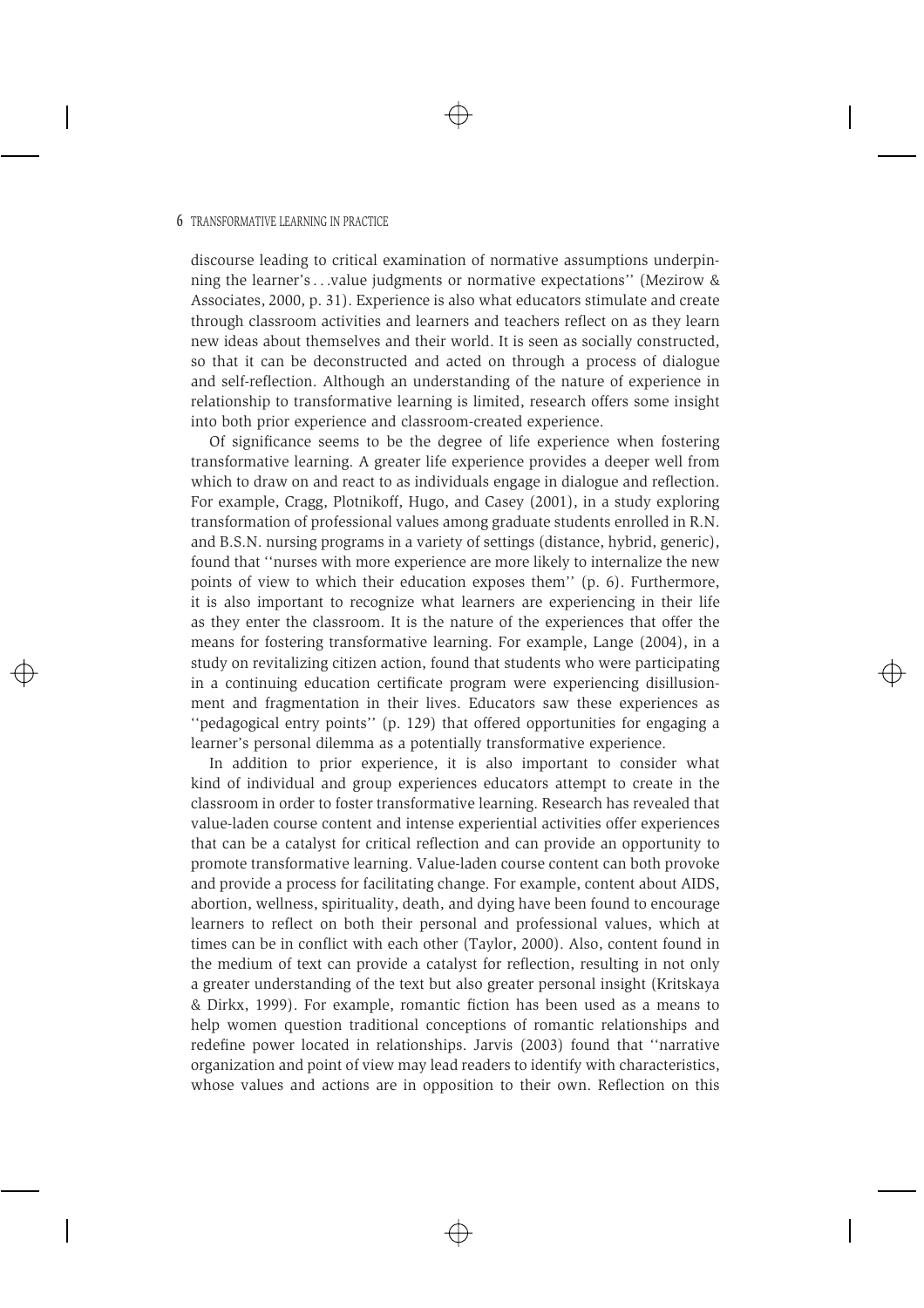discourse leading to critical examination of normative assumptions underpinning the learner's . . .value judgments or normative expectations'' (Mezirow & Associates, 2000, p. 31). Experience is also what educators stimulate and create through classroom activities and learners and teachers reflect on as they learn new ideas about themselves and their world. It is seen as socially constructed, so that it can be deconstructed and acted on through a process of dialogue and self-reflection. Although an understanding of the nature of experience in relationship to transformative learning is limited, research offers some insight into both prior experience and classroom-created experience.

Of significance seems to be the degree of life experience when fostering transformative learning. A greater life experience provides a deeper well from which to draw on and react to as individuals engage in dialogue and reflection. For example, Cragg, Plotnikoff, Hugo, and Casey (2001), in a study exploring transformation of professional values among graduate students enrolled in R.N. and B.S.N. nursing programs in a variety of settings (distance, hybrid, generic), found that ''nurses with more experience are more likely to internalize the new points of view to which their education exposes them'' (p. 6). Furthermore, it is also important to recognize what learners are experiencing in their life as they enter the classroom. It is the nature of the experiences that offer the means for fostering transformative learning. For example, Lange (2004), in a study on revitalizing citizen action, found that students who were participating in a continuing education certificate program were experiencing disillusionment and fragmentation in their lives. Educators saw these experiences as ''pedagogical entry points'' (p. 129) that offered opportunities for engaging a learner's personal dilemma as a potentially transformative experience.

In addition to prior experience, it is also important to consider what kind of individual and group experiences educators attempt to create in the classroom in order to foster transformative learning. Research has revealed that value-laden course content and intense experiential activities offer experiences that can be a catalyst for critical reflection and can provide an opportunity to promote transformative learning. Value-laden course content can both provoke and provide a process for facilitating change. For example, content about AIDS, abortion, wellness, spirituality, death, and dying have been found to encourage learners to reflect on both their personal and professional values, which at times can be in conflict with each other (Taylor, 2000). Also, content found in the medium of text can provide a catalyst for reflection, resulting in not only a greater understanding of the text but also greater personal insight (Kritskaya & Dirkx, 1999). For example, romantic fiction has been used as a means to help women question traditional conceptions of romantic relationships and redefine power located in relationships. Jarvis (2003) found that ''narrative organization and point of view may lead readers to identify with characteristics, whose values and actions are in opposition to their own. Reflection on this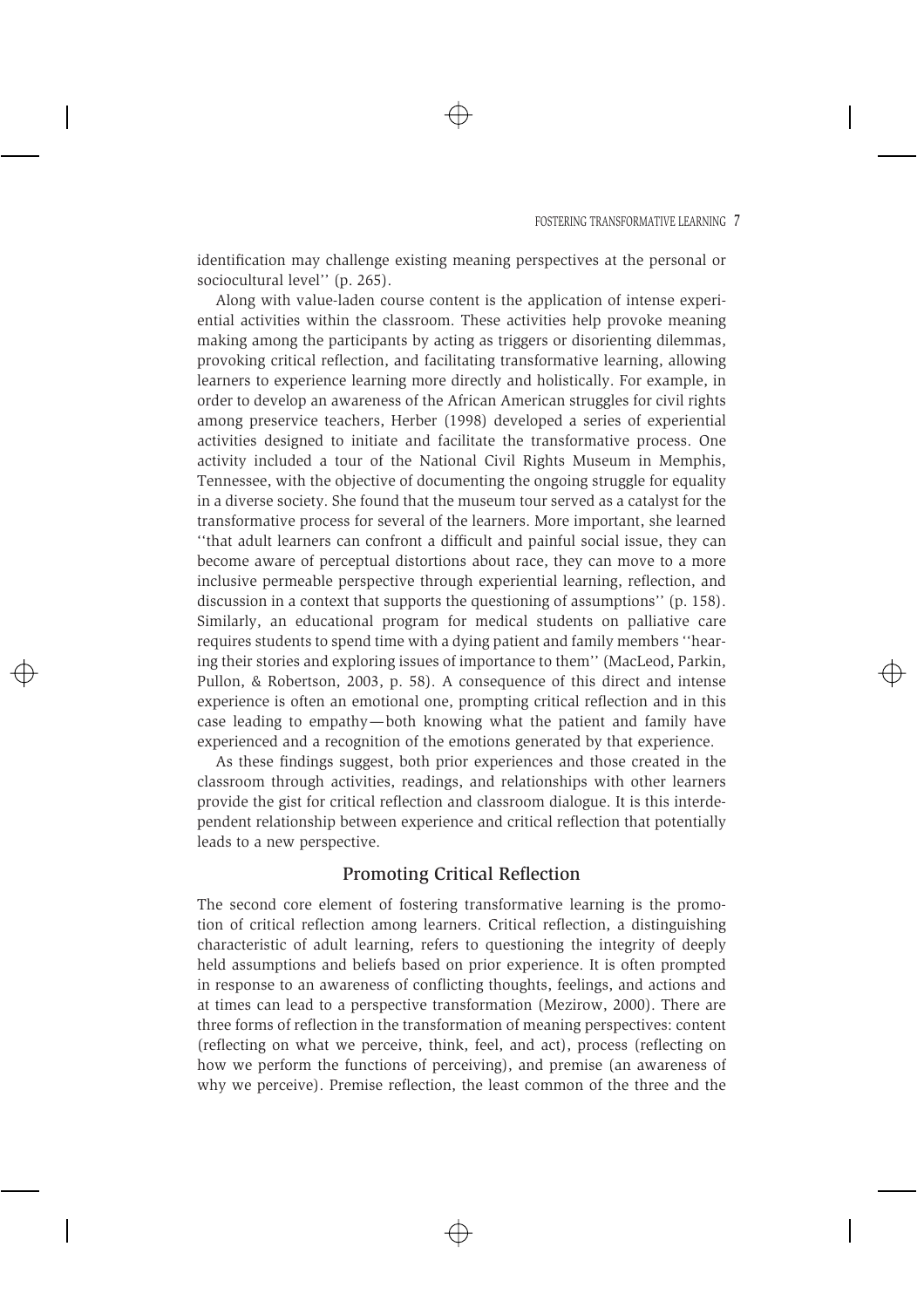identification may challenge existing meaning perspectives at the personal or sociocultural level'' (p. 265).

Along with value-laden course content is the application of intense experiential activities within the classroom. These activities help provoke meaning making among the participants by acting as triggers or disorienting dilemmas, provoking critical reflection, and facilitating transformative learning, allowing learners to experience learning more directly and holistically. For example, in order to develop an awareness of the African American struggles for civil rights among preservice teachers, Herber (1998) developed a series of experiential activities designed to initiate and facilitate the transformative process. One activity included a tour of the National Civil Rights Museum in Memphis, Tennessee, with the objective of documenting the ongoing struggle for equality in a diverse society. She found that the museum tour served as a catalyst for the transformative process for several of the learners. More important, she learned ''that adult learners can confront a difficult and painful social issue, they can become aware of perceptual distortions about race, they can move to a more inclusive permeable perspective through experiential learning, reflection, and discussion in a context that supports the questioning of assumptions'' (p. 158). Similarly, an educational program for medical students on palliative care requires students to spend time with a dying patient and family members ''hearing their stories and exploring issues of importance to them'' (MacLeod, Parkin, Pullon, & Robertson, 2003, p. 58). A consequence of this direct and intense experience is often an emotional one, prompting critical reflection and in this case leading to empathy—both knowing what the patient and family have experienced and a recognition of the emotions generated by that experience.

As these findings suggest, both prior experiences and those created in the classroom through activities, readings, and relationships with other learners provide the gist for critical reflection and classroom dialogue. It is this interdependent relationship between experience and critical reflection that potentially leads to a new perspective.

## Promoting Critical Reflection

The second core element of fostering transformative learning is the promotion of critical reflection among learners. Critical reflection, a distinguishing characteristic of adult learning, refers to questioning the integrity of deeply held assumptions and beliefs based on prior experience. It is often prompted in response to an awareness of conflicting thoughts, feelings, and actions and at times can lead to a perspective transformation (Mezirow, 2000). There are three forms of reflection in the transformation of meaning perspectives: content (reflecting on what we perceive, think, feel, and act), process (reflecting on how we perform the functions of perceiving), and premise (an awareness of why we perceive). Premise reflection, the least common of the three and the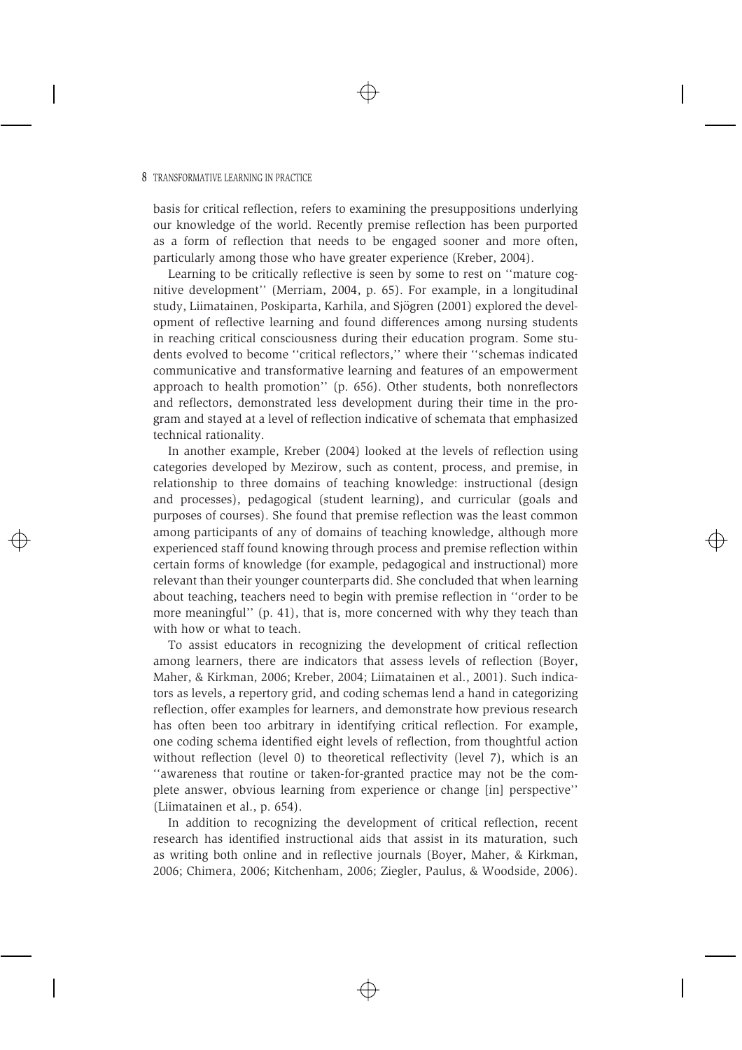basis for critical reflection, refers to examining the presuppositions underlying our knowledge of the world. Recently premise reflection has been purported as a form of reflection that needs to be engaged sooner and more often, particularly among those who have greater experience (Kreber, 2004).

Learning to be critically reflective is seen by some to rest on ''mature cognitive development'' (Merriam, 2004, p. 65). For example, in a longitudinal study, Liimatainen, Poskiparta, Karhila, and Sjögren (2001) explored the development of reflective learning and found differences among nursing students in reaching critical consciousness during their education program. Some students evolved to become ''critical reflectors,'' where their ''schemas indicated communicative and transformative learning and features of an empowerment approach to health promotion'' (p. 656). Other students, both nonreflectors and reflectors, demonstrated less development during their time in the program and stayed at a level of reflection indicative of schemata that emphasized technical rationality.

In another example, Kreber (2004) looked at the levels of reflection using categories developed by Mezirow, such as content, process, and premise, in relationship to three domains of teaching knowledge: instructional (design and processes), pedagogical (student learning), and curricular (goals and purposes of courses). She found that premise reflection was the least common among participants of any of domains of teaching knowledge, although more experienced staff found knowing through process and premise reflection within certain forms of knowledge (for example, pedagogical and instructional) more relevant than their younger counterparts did. She concluded that when learning about teaching, teachers need to begin with premise reflection in ''order to be more meaningful'' (p. 41), that is, more concerned with why they teach than with how or what to teach.

To assist educators in recognizing the development of critical reflection among learners, there are indicators that assess levels of reflection (Boyer, Maher, & Kirkman, 2006; Kreber, 2004; Liimatainen et al., 2001). Such indicators as levels, a repertory grid, and coding schemas lend a hand in categorizing reflection, offer examples for learners, and demonstrate how previous research has often been too arbitrary in identifying critical reflection. For example, one coding schema identified eight levels of reflection, from thoughtful action without reflection (level 0) to theoretical reflectivity (level 7), which is an ''awareness that routine or taken-for-granted practice may not be the complete answer, obvious learning from experience or change [in] perspective'' (Liimatainen et al., p. 654).

In addition to recognizing the development of critical reflection, recent research has identified instructional aids that assist in its maturation, such as writing both online and in reflective journals (Boyer, Maher, & Kirkman, 2006; Chimera, 2006; Kitchenham, 2006; Ziegler, Paulus, & Woodside, 2006).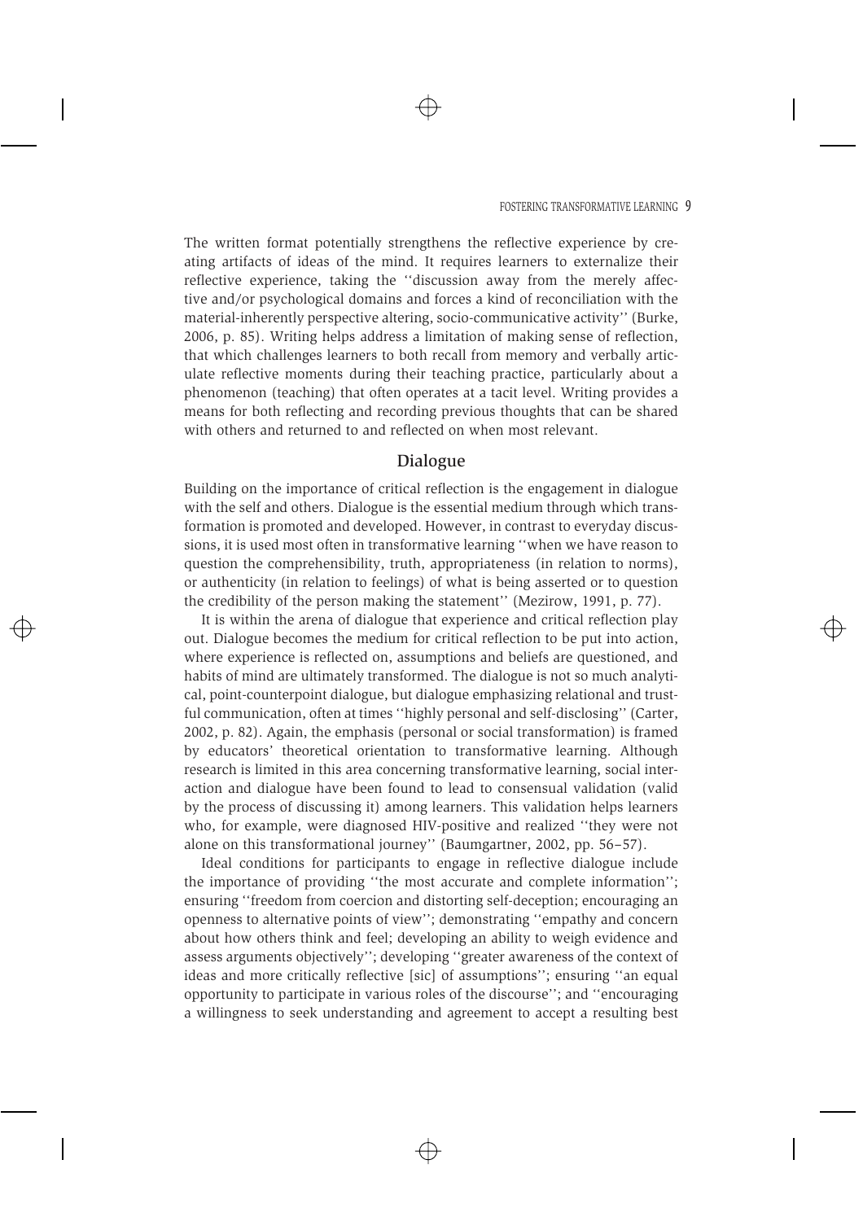The written format potentially strengthens the reflective experience by creating artifacts of ideas of the mind. It requires learners to externalize their reflective experience, taking the ''discussion away from the merely affective and/or psychological domains and forces a kind of reconciliation with the material-inherently perspective altering, socio-communicative activity'' (Burke, 2006, p. 85). Writing helps address a limitation of making sense of reflection, that which challenges learners to both recall from memory and verbally articulate reflective moments during their teaching practice, particularly about a phenomenon (teaching) that often operates at a tacit level. Writing provides a means for both reflecting and recording previous thoughts that can be shared with others and returned to and reflected on when most relevant.

## Dialogue

Building on the importance of critical reflection is the engagement in dialogue with the self and others. Dialogue is the essential medium through which transformation is promoted and developed. However, in contrast to everyday discussions, it is used most often in transformative learning ''when we have reason to question the comprehensibility, truth, appropriateness (in relation to norms), or authenticity (in relation to feelings) of what is being asserted or to question the credibility of the person making the statement'' (Mezirow, 1991, p. 77).

It is within the arena of dialogue that experience and critical reflection play out. Dialogue becomes the medium for critical reflection to be put into action, where experience is reflected on, assumptions and beliefs are questioned, and habits of mind are ultimately transformed. The dialogue is not so much analytical, point-counterpoint dialogue, but dialogue emphasizing relational and trustful communication, often at times ''highly personal and self-disclosing'' (Carter, 2002, p. 82). Again, the emphasis (personal or social transformation) is framed by educators' theoretical orientation to transformative learning. Although research is limited in this area concerning transformative learning, social interaction and dialogue have been found to lead to consensual validation (valid by the process of discussing it) among learners. This validation helps learners who, for example, were diagnosed HIV-positive and realized ''they were not alone on this transformational journey'' (Baumgartner, 2002, pp. 56–57).

Ideal conditions for participants to engage in reflective dialogue include the importance of providing ''the most accurate and complete information''; ensuring ''freedom from coercion and distorting self-deception; encouraging an openness to alternative points of view''; demonstrating ''empathy and concern about how others think and feel; developing an ability to weigh evidence and assess arguments objectively''; developing ''greater awareness of the context of ideas and more critically reflective [sic] of assumptions''; ensuring ''an equal opportunity to participate in various roles of the discourse''; and ''encouraging a willingness to seek understanding and agreement to accept a resulting best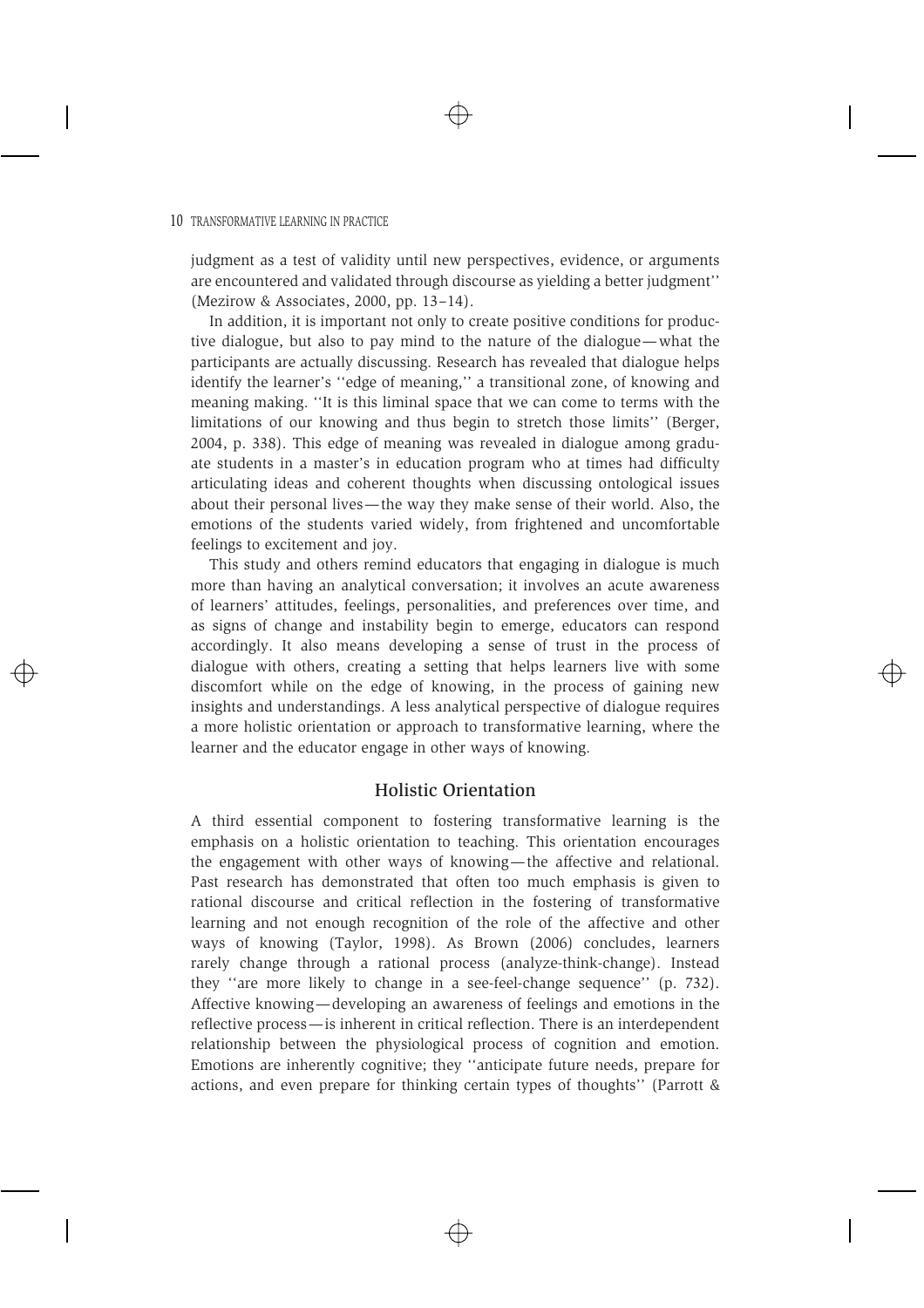judgment as a test of validity until new perspectives, evidence, or arguments are encountered and validated through discourse as yielding a better judgment'' (Mezirow & Associates, 2000, pp. 13–14).

In addition, it is important not only to create positive conditions for productive dialogue, but also to pay mind to the nature of the dialogue—what the participants are actually discussing. Research has revealed that dialogue helps identify the learner's ''edge of meaning,'' a transitional zone, of knowing and meaning making. ''It is this liminal space that we can come to terms with the limitations of our knowing and thus begin to stretch those limits'' (Berger, 2004, p. 338). This edge of meaning was revealed in dialogue among graduate students in a master's in education program who at times had difficulty articulating ideas and coherent thoughts when discussing ontological issues about their personal lives—the way they make sense of their world. Also, the emotions of the students varied widely, from frightened and uncomfortable feelings to excitement and joy.

This study and others remind educators that engaging in dialogue is much more than having an analytical conversation; it involves an acute awareness of learners' attitudes, feelings, personalities, and preferences over time, and as signs of change and instability begin to emerge, educators can respond accordingly. It also means developing a sense of trust in the process of dialogue with others, creating a setting that helps learners live with some discomfort while on the edge of knowing, in the process of gaining new insights and understandings. A less analytical perspective of dialogue requires a more holistic orientation or approach to transformative learning, where the learner and the educator engage in other ways of knowing.

## Holistic Orientation

A third essential component to fostering transformative learning is the emphasis on a holistic orientation to teaching. This orientation encourages the engagement with other ways of knowing—the affective and relational. Past research has demonstrated that often too much emphasis is given to rational discourse and critical reflection in the fostering of transformative learning and not enough recognition of the role of the affective and other ways of knowing (Taylor, 1998). As Brown (2006) concludes, learners rarely change through a rational process (analyze-think-change). Instead they ''are more likely to change in a see-feel-change sequence'' (p. 732). Affective knowing—developing an awareness of feelings and emotions in the reflective process—is inherent in critical reflection. There is an interdependent relationship between the physiological process of cognition and emotion. Emotions are inherently cognitive; they ''anticipate future needs, prepare for actions, and even prepare for thinking certain types of thoughts'' (Parrott &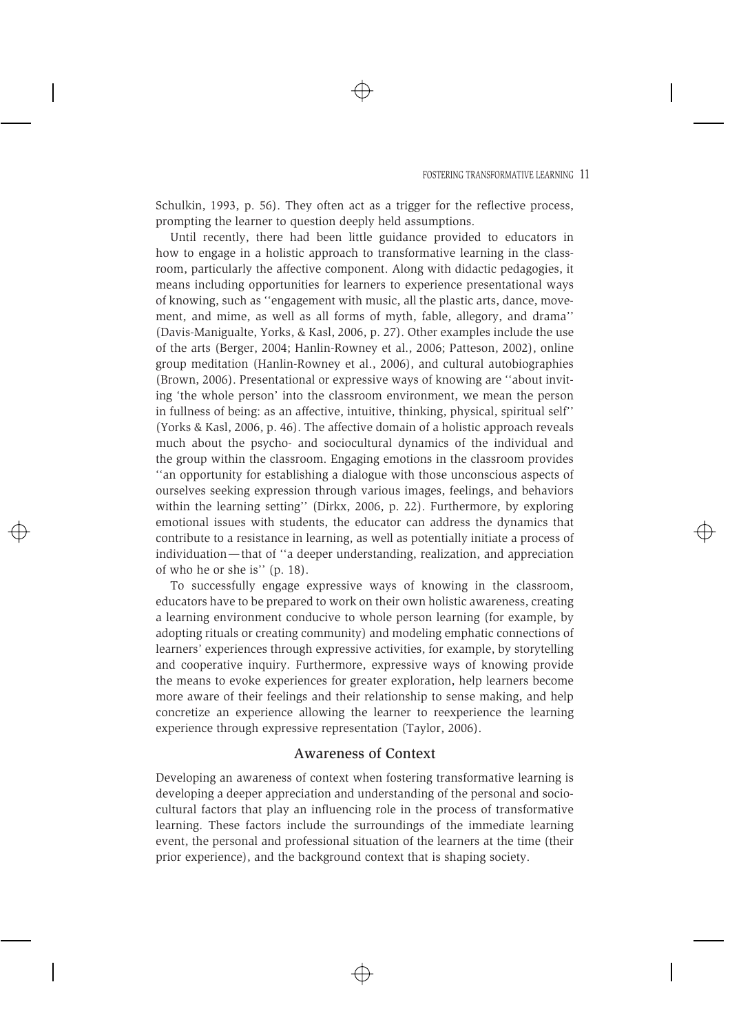Schulkin, 1993, p. 56). They often act as a trigger for the reflective process, prompting the learner to question deeply held assumptions.

Until recently, there had been little guidance provided to educators in how to engage in a holistic approach to transformative learning in the classroom, particularly the affective component. Along with didactic pedagogies, it means including opportunities for learners to experience presentational ways of knowing, such as ''engagement with music, all the plastic arts, dance, movement, and mime, as well as all forms of myth, fable, allegory, and drama'' (Davis-Manigualte, Yorks, & Kasl, 2006, p. 27). Other examples include the use of the arts (Berger, 2004; Hanlin-Rowney et al., 2006; Patteson, 2002), online group meditation (Hanlin-Rowney et al., 2006), and cultural autobiographies (Brown, 2006). Presentational or expressive ways of knowing are ''about inviting 'the whole person' into the classroom environment, we mean the person in fullness of being: as an affective, intuitive, thinking, physical, spiritual self'' (Yorks & Kasl, 2006, p. 46). The affective domain of a holistic approach reveals much about the psycho- and sociocultural dynamics of the individual and the group within the classroom. Engaging emotions in the classroom provides ''an opportunity for establishing a dialogue with those unconscious aspects of ourselves seeking expression through various images, feelings, and behaviors within the learning setting'' (Dirkx, 2006, p. 22). Furthermore, by exploring emotional issues with students, the educator can address the dynamics that contribute to a resistance in learning, as well as potentially initiate a process of individuation—that of ''a deeper understanding, realization, and appreciation of who he or she is'' (p. 18).

To successfully engage expressive ways of knowing in the classroom, educators have to be prepared to work on their own holistic awareness, creating a learning environment conducive to whole person learning (for example, by adopting rituals or creating community) and modeling emphatic connections of learners' experiences through expressive activities, for example, by storytelling and cooperative inquiry. Furthermore, expressive ways of knowing provide the means to evoke experiences for greater exploration, help learners become more aware of their feelings and their relationship to sense making, and help concretize an experience allowing the learner to reexperience the learning experience through expressive representation (Taylor, 2006).

## Awareness of Context

Developing an awareness of context when fostering transformative learning is developing a deeper appreciation and understanding of the personal and sociocultural factors that play an influencing role in the process of transformative learning. These factors include the surroundings of the immediate learning event, the personal and professional situation of the learners at the time (their prior experience), and the background context that is shaping society.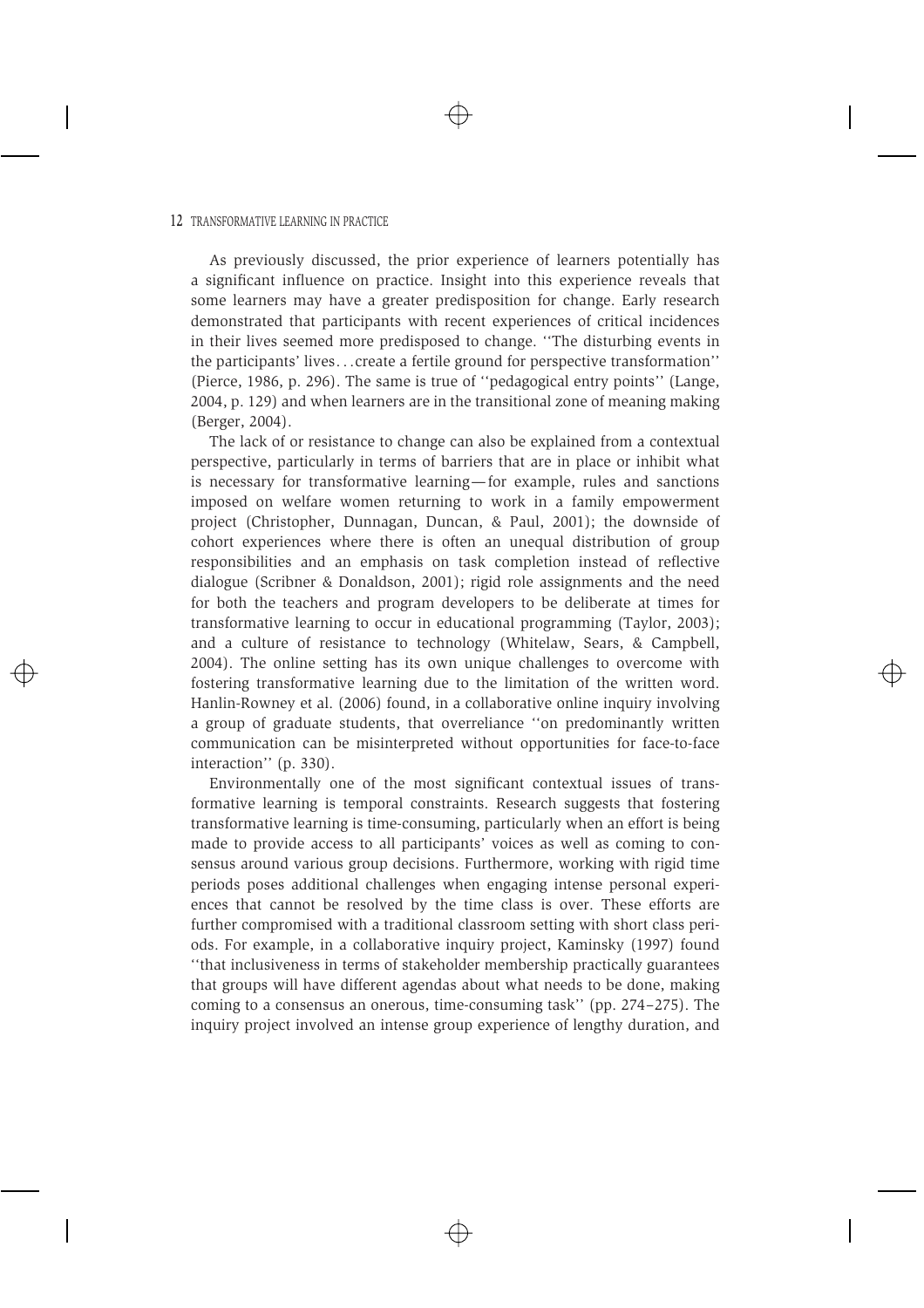As previously discussed, the prior experience of learners potentially has a significant influence on practice. Insight into this experience reveals that some learners may have a greater predisposition for change. Early research demonstrated that participants with recent experiences of critical incidences in their lives seemed more predisposed to change. ''The disturbing events in the participants' lives...create a fertile ground for perspective transformation'' (Pierce, 1986, p. 296). The same is true of ''pedagogical entry points'' (Lange, 2004, p. 129) and when learners are in the transitional zone of meaning making (Berger, 2004).

The lack of or resistance to change can also be explained from a contextual perspective, particularly in terms of barriers that are in place or inhibit what is necessary for transformative learning—for example, rules and sanctions imposed on welfare women returning to work in a family empowerment project (Christopher, Dunnagan, Duncan, & Paul, 2001); the downside of cohort experiences where there is often an unequal distribution of group responsibilities and an emphasis on task completion instead of reflective dialogue (Scribner & Donaldson, 2001); rigid role assignments and the need for both the teachers and program developers to be deliberate at times for transformative learning to occur in educational programming (Taylor, 2003); and a culture of resistance to technology (Whitelaw, Sears, & Campbell, 2004). The online setting has its own unique challenges to overcome with fostering transformative learning due to the limitation of the written word. Hanlin-Rowney et al. (2006) found, in a collaborative online inquiry involving a group of graduate students, that overreliance ''on predominantly written communication can be misinterpreted without opportunities for face-to-face interaction'' (p. 330).

Environmentally one of the most significant contextual issues of transformative learning is temporal constraints. Research suggests that fostering transformative learning is time-consuming, particularly when an effort is being made to provide access to all participants' voices as well as coming to consensus around various group decisions. Furthermore, working with rigid time periods poses additional challenges when engaging intense personal experiences that cannot be resolved by the time class is over. These efforts are further compromised with a traditional classroom setting with short class periods. For example, in a collaborative inquiry project, Kaminsky (1997) found ''that inclusiveness in terms of stakeholder membership practically guarantees that groups will have different agendas about what needs to be done, making coming to a consensus an onerous, time-consuming task'' (pp. 274–275). The inquiry project involved an intense group experience of lengthy duration, and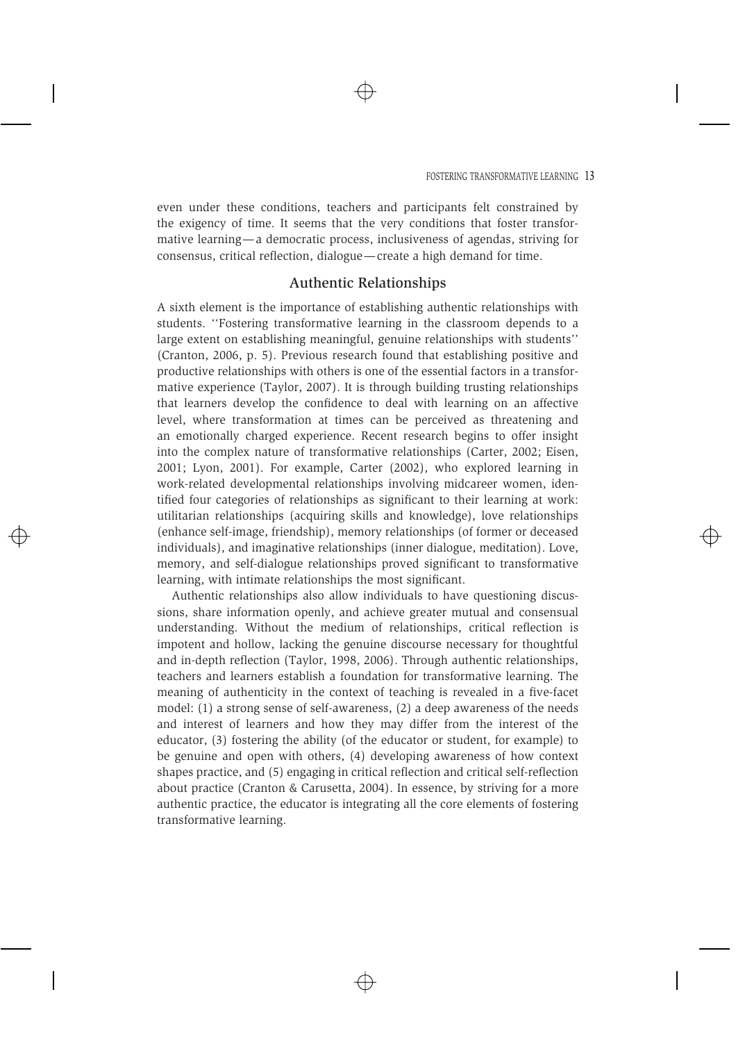even under these conditions, teachers and participants felt constrained by the exigency of time. It seems that the very conditions that foster transformative learning—a democratic process, inclusiveness of agendas, striving for consensus, critical reflection, dialogue—create a high demand for time.

## Authentic Relationships

A sixth element is the importance of establishing authentic relationships with students. ''Fostering transformative learning in the classroom depends to a large extent on establishing meaningful, genuine relationships with students'' (Cranton, 2006, p. 5). Previous research found that establishing positive and productive relationships with others is one of the essential factors in a transformative experience (Taylor, 2007). It is through building trusting relationships that learners develop the confidence to deal with learning on an affective level, where transformation at times can be perceived as threatening and an emotionally charged experience. Recent research begins to offer insight into the complex nature of transformative relationships (Carter, 2002; Eisen, 2001; Lyon, 2001). For example, Carter (2002), who explored learning in work-related developmental relationships involving midcareer women, identified four categories of relationships as significant to their learning at work: utilitarian relationships (acquiring skills and knowledge), love relationships (enhance self-image, friendship), memory relationships (of former or deceased individuals), and imaginative relationships (inner dialogue, meditation). Love, memory, and self-dialogue relationships proved significant to transformative learning, with intimate relationships the most significant.

Authentic relationships also allow individuals to have questioning discussions, share information openly, and achieve greater mutual and consensual understanding. Without the medium of relationships, critical reflection is impotent and hollow, lacking the genuine discourse necessary for thoughtful and in-depth reflection (Taylor, 1998, 2006). Through authentic relationships, teachers and learners establish a foundation for transformative learning. The meaning of authenticity in the context of teaching is revealed in a five-facet model: (1) a strong sense of self-awareness, (2) a deep awareness of the needs and interest of learners and how they may differ from the interest of the educator, (3) fostering the ability (of the educator or student, for example) to be genuine and open with others, (4) developing awareness of how context shapes practice, and (5) engaging in critical reflection and critical self-reflection about practice (Cranton & Carusetta, 2004). In essence, by striving for a more authentic practice, the educator is integrating all the core elements of fostering transformative learning.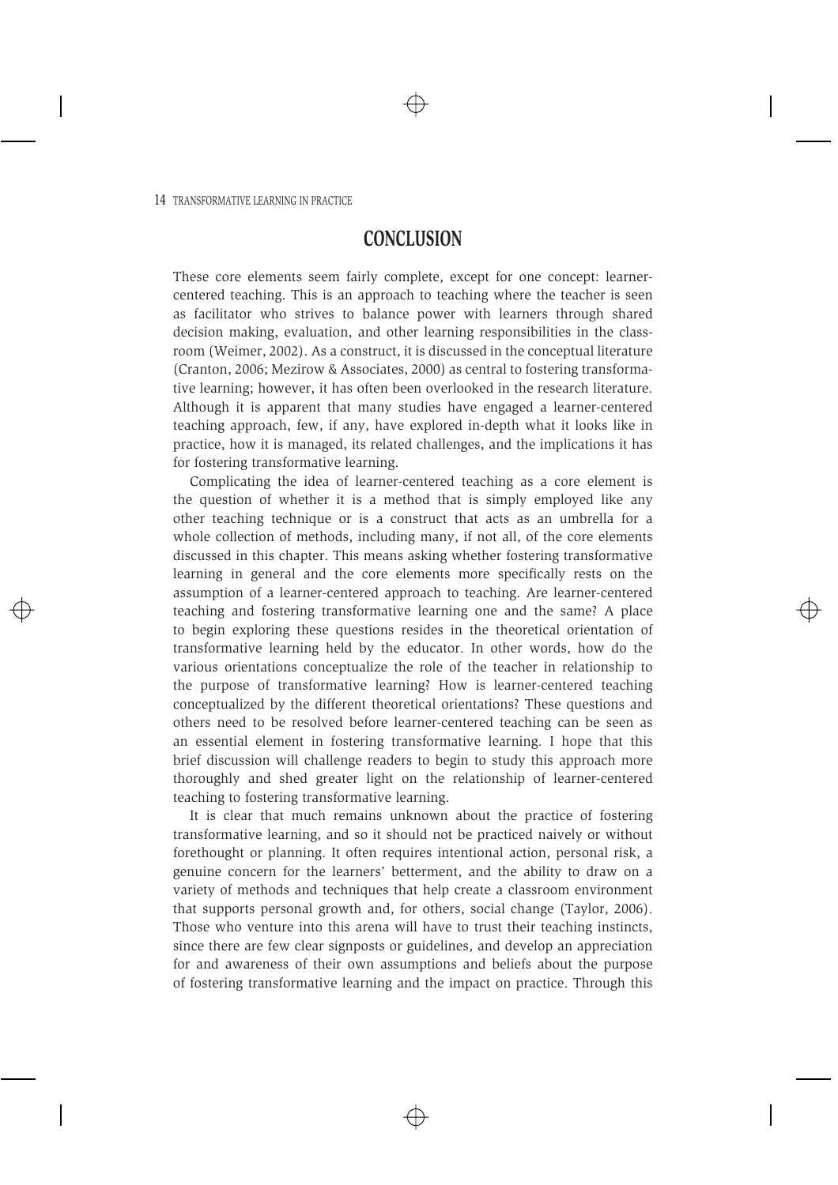## CONCLUSION

These core elements seem fairly complete, except for one concept: learner-centered teaching. This is an approach to teaching where the teacher is seen as facilitator who strives to balance power with learners through shared decision making, evaluation, and other learning responsibilities in the classroom (Weimer, 2002). As a construct, it is discussed in the conceptual literature (Cranton, 2006; Mezirow & Associates, 2000) as central to fostering transformative learning; however, it has often been overlooked in the research literature. Although it is apparent that many studies have engaged a learner-centered teaching approach, few, if any, have explored in-depth what it looks like in practice, how it is managed, its related challenges, and the implications it has for fostering transformative learning.

Complicating the idea of learner-centered teaching as a core element is the question of whether it is a method that is simply employed like any other teaching technique or is a construct that acts as an umbrella for a whole collection of methods, including many, if not all, of the core elements discussed in this chapter. This means asking whether fostering transformative learning in general and the core elements more specifically rests on the assumption of a learner-centered approach to teaching. Are learner-centered teaching and fostering transformative learning one and the same? A place to begin exploring these questions resides in the theoretical orientation of transformative learning held by the educator. In other words, how do the various orientations conceptualize the role of the teacher in relationship to the purpose of transformative learning? How is learner-centered teaching conceptualized by the different theoretical orientations? These questions and others need to be resolved before learner-centered teaching can be seen as an essential element in fostering transformative learning. I hope that this brief discussion will challenge readers to begin to study this approach more thoroughly and shed greater light on the relationship of learner-centered teaching to fostering transformative learning.

It is clear that much remains unknown about the practice of fostering transformative learning, and so it should not be practiced naively or without forethought or planning. It often requires intentional action, personal risk, a genuine concern for the learners' betterment, and the ability to draw on a variety of methods and techniques that help create a classroom environment that supports personal growth and, for others, social change (Taylor, 2006). Those who venture into this arena will have to trust their teaching instincts, since there are few clear signposts or guidelines, and develop an appreciation for and awareness of their own assumptions and beliefs about the purpose of fostering transformative learning and the impact on practice. Through this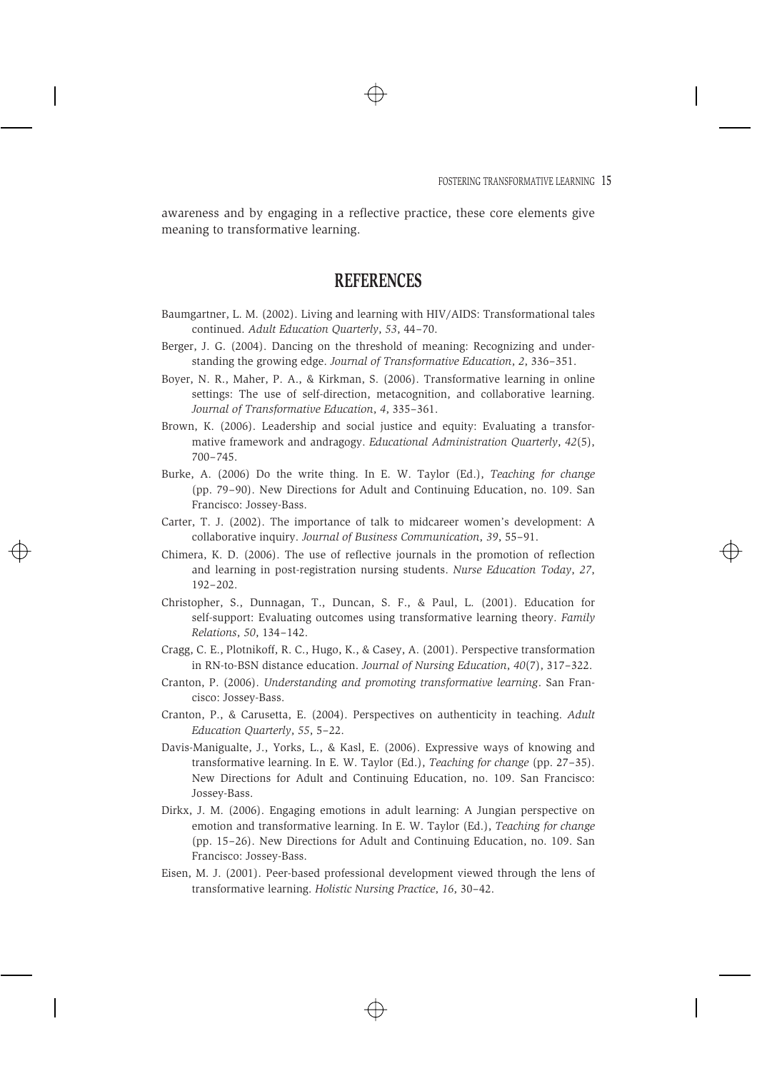awareness and by engaging in a reflective practice, these core elements give meaning to transformative learning.

## REFERENCES

Baumgartner, L. M. (2002). Living and learning with HIV/AIDS: Transformational tales continued. *Adult Education Quarterly*, *53*, 44–70.

Berger, J. G. (2004). Dancing on the threshold of meaning: Recognizing and understanding the growing edge. *Journal of Transformative Education*, *2*, 336–351.

Boyer, N. R., Maher, P. A., & Kirkman, S. (2006). Transformative learning in online settings: The use of self-direction, metacognition, and collaborative learning. *Journal of Transformative Education*, *4*, 335–361.

Brown, K. (2006). Leadership and social justice and equity: Evaluating a transformative framework and andragogy. *Educational Administration Quarterly*, *42*(5), 700–745.

Burke, A. (2006) Do the write thing. In E. W. Taylor (Ed.), *Teaching for change* (pp. 79–90). New Directions for Adult and Continuing Education, no. 109. San Francisco: Jossey-Bass.

Carter, T. J. (2002). The importance of talk to midcareer women's development: A collaborative inquiry. *Journal of Business Communication*, *39*, 55–91.

Chimera, K. D. (2006). The use of reflective journals in the promotion of reflection and learning in post-registration nursing students. *Nurse Education Today*, *27*, 192–202.

Christopher, S., Dunnagan, T., Duncan, S. F., & Paul, L. (2001). Education for self-support: Evaluating outcomes using transformative learning theory. *Family Relations*, *50*, 134–142.

Cragg, C. E., Plotnikoff, R. C., Hugo, K., & Casey, A. (2001). Perspective transformation in RN-to-BSN distance education. *Journal of Nursing Education*, *40*(7), 317–322.

Cranton, P. (2006). *Understanding and promoting transformative learning*. San Francisco: Jossey-Bass.

Cranton, P., & Carusetta, E. (2004). Perspectives on authenticity in teaching. *Adult Education Quarterly*, *55*, 5–22.

Davis-Manigualte, J., Yorks, L., & Kasl, E. (2006). Expressive ways of knowing and transformative learning. In E. W. Taylor (Ed.), *Teaching for change* (pp. 27–35). New Directions for Adult and Continuing Education, no. 109. San Francisco: Jossey-Bass.

Dirkx, J. M. (2006). Engaging emotions in adult learning: A Jungian perspective on emotion and transformative learning. In E. W. Taylor (Ed.), *Teaching for change* (pp. 15–26). New Directions for Adult and Continuing Education, no. 109. San Francisco: Jossey-Bass.

Eisen, M. J. (2001). Peer-based professional development viewed through the lens of transformative learning. *Holistic Nursing Practice*, *16*, 30–42.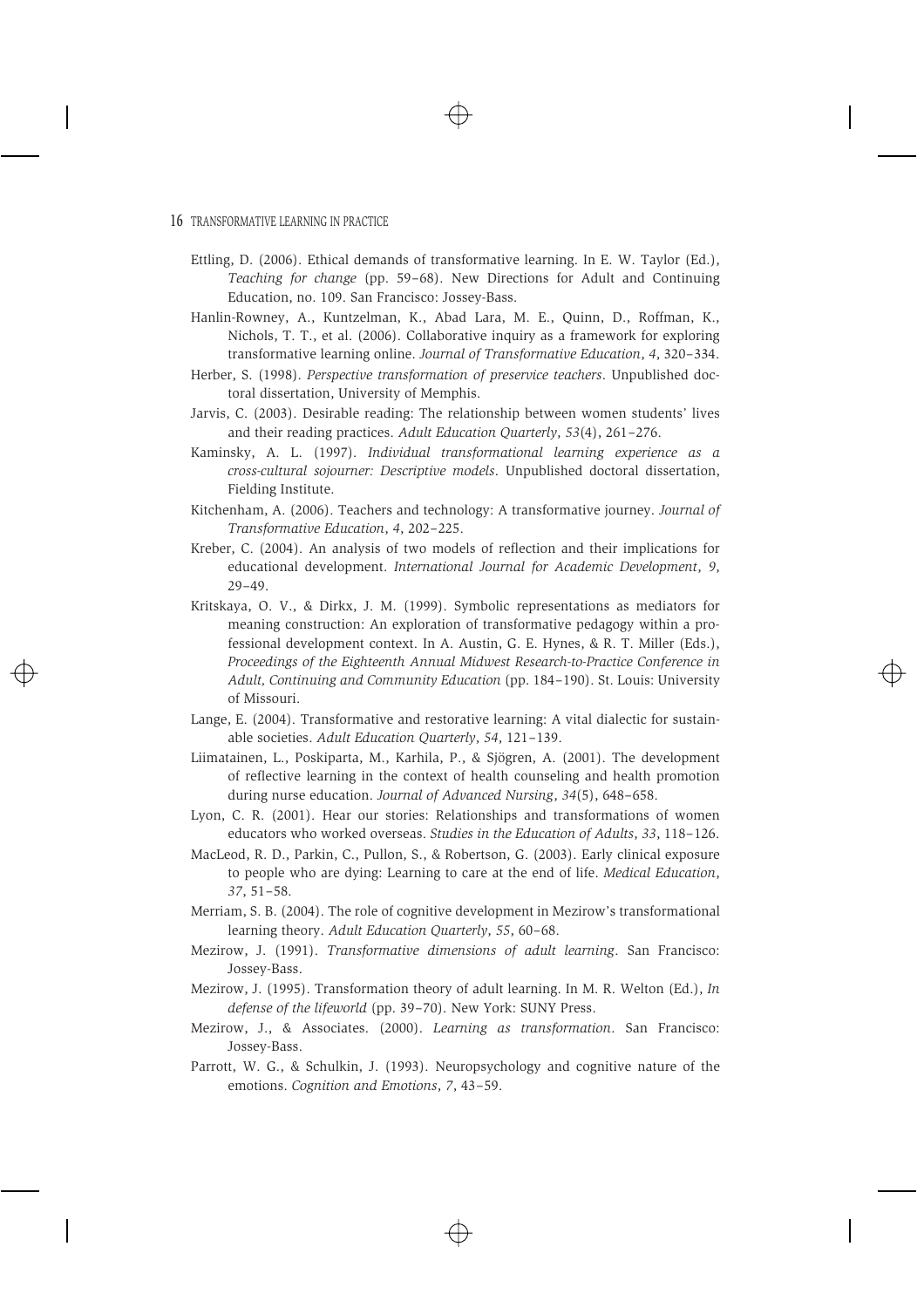Ettling, D. (2006). Ethical demands of transformative learning. In E. W. Taylor (Ed.), *Teaching for change* (pp. 59–68). New Directions for Adult and Continuing Education, no. 109. San Francisco: Jossey-Bass.

Hanlin-Rowney, A., Kuntzelman, K., Abad Lara, M. E., Quinn, D., Roffman, K., Nichols, T. T., et al. (2006). Collaborative inquiry as a framework for exploring transformative learning online. *Journal of Transformative Education*, *4*, 320–334.

Herber, S. (1998). *Perspective transformation of preservice teachers*. Unpublished doctoral dissertation, University of Memphis.

Jarvis, C. (2003). Desirable reading: The relationship between women students' lives and their reading practices. *Adult Education Quarterly*, *53*(4), 261–276.

Kaminsky, A. L. (1997). *Individual transformational learning experience as a cross-cultural sojourner: Descriptive models*. Unpublished doctoral dissertation, Fielding Institute.

Kitchenham, A. (2006). Teachers and technology: A transformative journey. *Journal of Transformative Education*, *4*, 202–225.

Kreber, C. (2004). An analysis of two models of reflection and their implications for educational development. *International Journal for Academic Development*, *9*, 29–49.

Kritskaya, O. V., & Dirkx, J. M. (1999). Symbolic representations as mediators for meaning construction: An exploration of transformative pedagogy within a professional development context. In A. Austin, G. E. Hynes, & R. T. Miller (Eds.), *Proceedings of the Eighteenth Annual Midwest Research-to-Practice Conference in Adult, Continuing and Community Education* (pp. 184–190). St. Louis: University of Missouri.

Lange, E. (2004). Transformative and restorative learning: A vital dialectic for sustainable societies. *Adult Education Quarterly*, *54*, 121–139.

Liimatainen, L., Poskiparta, M., Karhila, P., & Sjögren, A. (2001). The development of reflective learning in the context of health counseling and health promotion during nurse education. *Journal of Advanced Nursing*, *34*(5), 648–658.

Lyon, C. R. (2001). Hear our stories: Relationships and transformations of women educators who worked overseas. *Studies in the Education of Adults*, *33*, 118–126.

MacLeod, R. D., Parkin, C., Pullon, S., & Robertson, G. (2003). Early clinical exposure to people who are dying: Learning to care at the end of life. *Medical Education*, *37*, 51–58.

Merriam, S. B. (2004). The role of cognitive development in Mezirow's transformational learning theory. *Adult Education Quarterly*, *55*, 60–68.

Mezirow, J. (1991). *Transformative dimensions of adult learning*. San Francisco: Jossey-Bass.

Mezirow, J. (1995). Transformation theory of adult learning. In M. R. Welton (Ed.), *In defense of the lifeworld* (pp. 39–70). New York: SUNY Press.

Mezirow, J., & Associates. (2000). *Learning as transformation*. San Francisco: Jossey-Bass.

Parrott, W. G., & Schulkin, J. (1993). Neuropsychology and cognitive nature of the emotions. *Cognition and Emotions*, *7*, 43–59.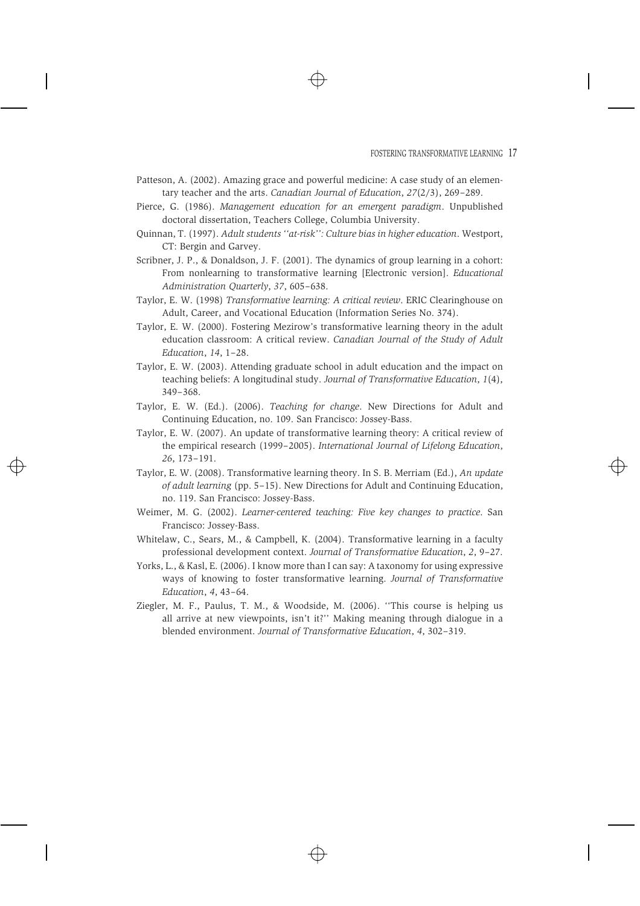Patteson, A. (2002). Amazing grace and powerful medicine: A case study of an elementary teacher and the arts. *Canadian Journal of Education*, *27*(2/3), 269–289.

Pierce, G. (1986). *Management education for an emergent paradigm*. Unpublished doctoral dissertation, Teachers College, Columbia University.

Quinnan, T. (1997). *Adult students ''at-risk'': Culture bias in higher education*. Westport, CT: Bergin and Garvey.

Scribner, J. P., & Donaldson, J. F. (2001). The dynamics of group learning in a cohort: From nonlearning to transformative learning [Electronic version]. *Educational Administration Quarterly*, *37*, 605–638.

Taylor, E. W. (1998) *Transformative learning: A critical review*. ERIC Clearinghouse on Adult, Career, and Vocational Education (Information Series No. 374).

Taylor, E. W. (2000). Fostering Mezirow's transformative learning theory in the adult education classroom: A critical review. *Canadian Journal of the Study of Adult Education*, *14*, 1–28.

Taylor, E. W. (2003). Attending graduate school in adult education and the impact on teaching beliefs: A longitudinal study. *Journal of Transformative Education*, *1*(4), 349–368.

Taylor, E. W. (Ed.). (2006). *Teaching for change*. New Directions for Adult and Continuing Education, no. 109. San Francisco: Jossey-Bass.

Taylor, E. W. (2007). An update of transformative learning theory: A critical review of the empirical research (1999–2005). *International Journal of Lifelong Education*, *26*, 173–191.

Taylor, E. W. (2008). Transformative learning theory. In S. B. Merriam (Ed.), *An update of adult learning* (pp. 5–15). New Directions for Adult and Continuing Education, no. 119. San Francisco: Jossey-Bass.

Weimer, M. G. (2002). *Learner-centered teaching: Five key changes to practice*. San Francisco: Jossey-Bass.

Whitelaw, C., Sears, M., & Campbell, K. (2004). Transformative learning in a faculty professional development context. *Journal of Transformative Education*, *2*, 9–27.

Yorks, L., & Kasl, E. (2006). I know more than I can say: A taxonomy for using expressive ways of knowing to foster transformative learning. *Journal of Transformative Education*, *4*, 43–64.

Ziegler, M. F., Paulus, T. M., & Woodside, M. (2006). ''This course is helping us all arrive at new viewpoints, isn't it?'' Making meaning through dialogue in a blended environment. *Journal of Transformative Education*, *4*, 302–319.